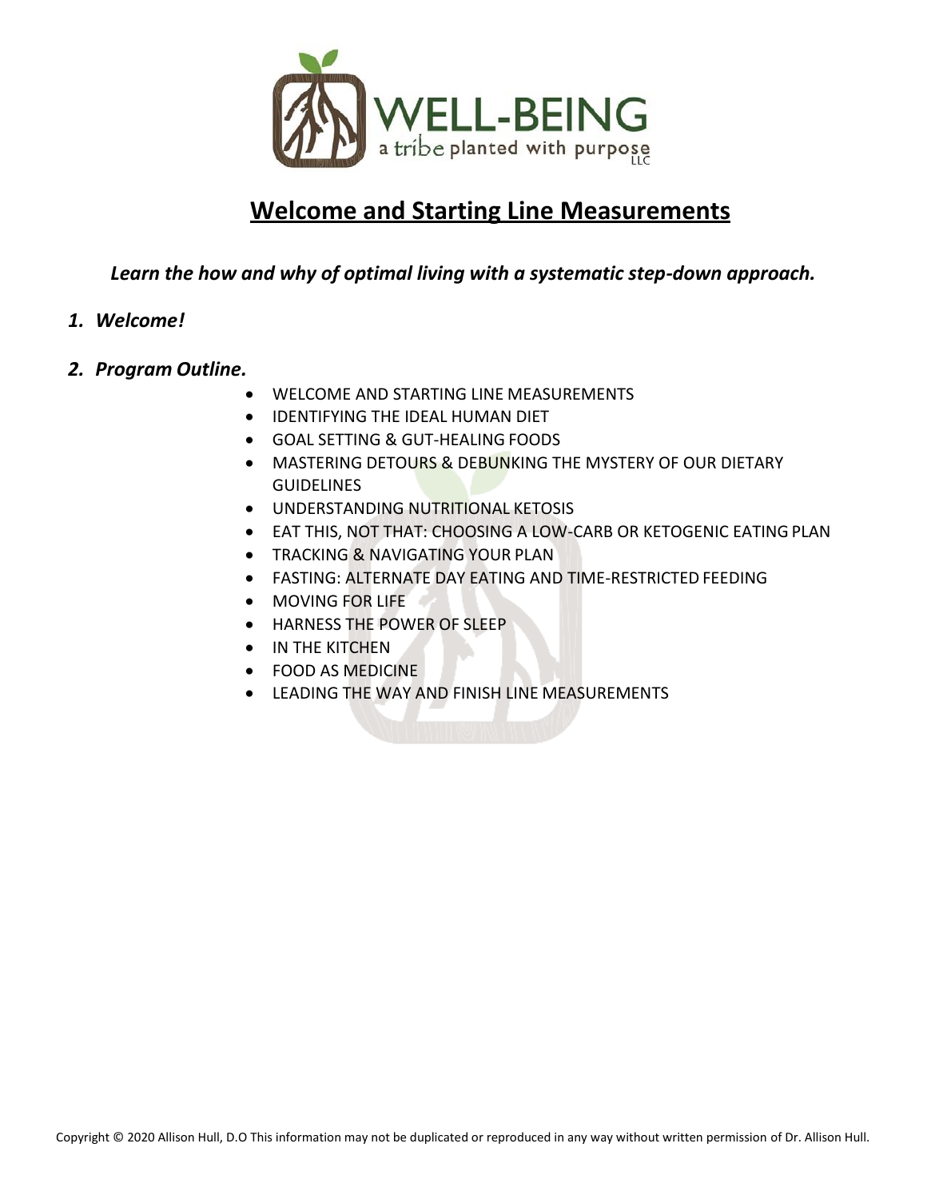WELL-BEING

a tribe planted with purpose LLC

# Welcome and Starting Line Measurements

***Learn the how and why of optimal living with a systematic step-down approach.***

1. ***Welcome!***

2. ***Program Outline.***
   - WELCOME AND STARTING LINE MEASUREMENTS
   - IDENTIFYING THE IDEAL HUMAN DIET
   - GOAL SETTING & GUT-HEALING FOODS
   - MASTERING DETOURS & DEBUNKING THE MYSTERY OF OUR DIETARY GUIDELINES
   - UNDERSTANDING NUTRITIONAL KETOSIS
   - EAT THIS, NOT THAT: CHOOSING A LOW-CARB OR KETOGENIC EATING PLAN
   - TRACKING & NAVIGATING YOUR PLAN
   - FASTING: ALTERNATE DAY EATING AND TIME-RESTRICTED FEEDING
   - MOVING FOR LIFE
   - HARNESS THE POWER OF SLEEP
   - IN THE KITCHEN
   - FOOD AS MEDICINE
   - LEADING THE WAY AND FINISH LINE MEASUREMENTS

Copyright © 2020 Allison Hull, D.O This information may not be duplicated or reproduced in any way without written permission of Dr. Allison Hull.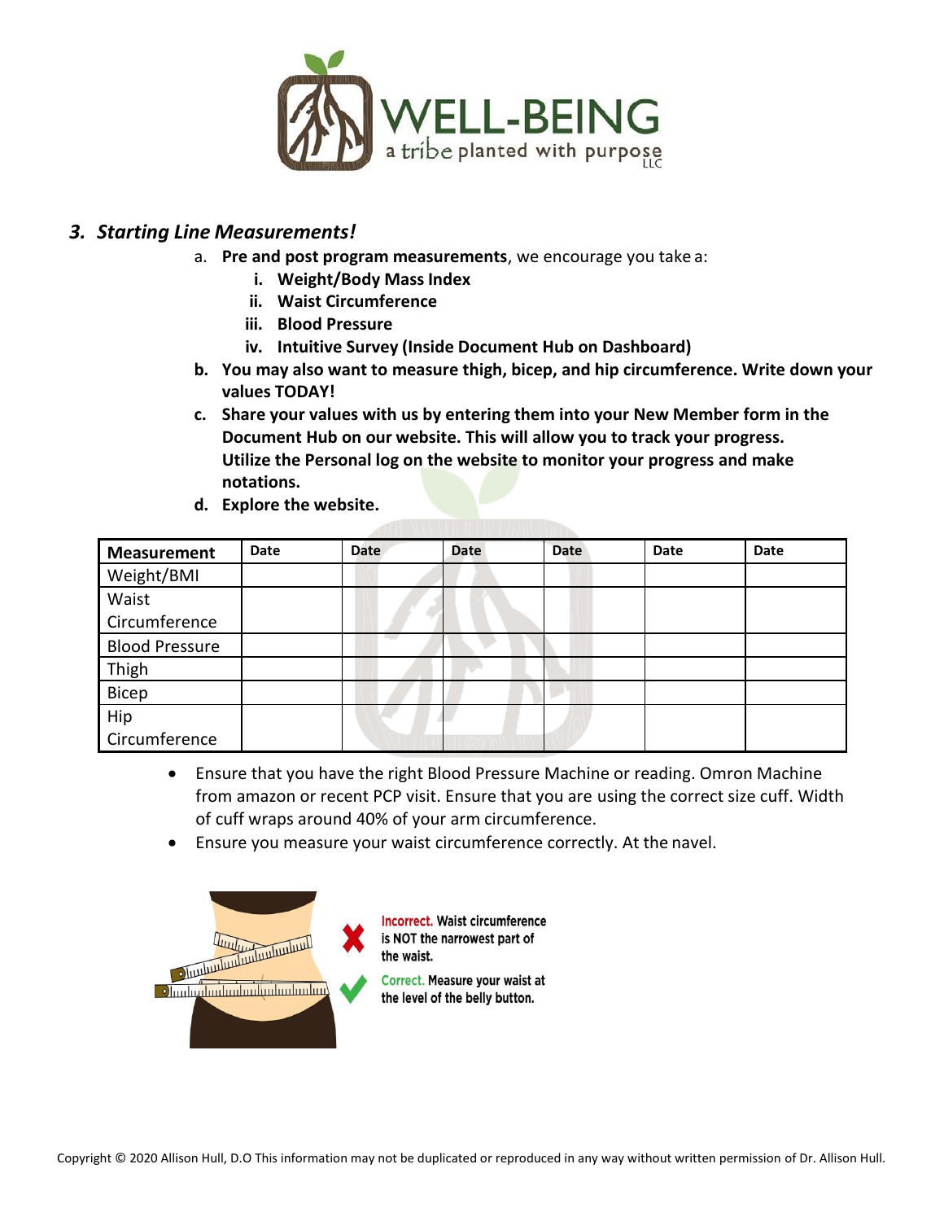### 3. *Starting Line Measurements!*

a. **Pre and post program measurements**, we encourage you take a:
   - i. **Weight/Body Mass Index**
   - ii. **Waist Circumference**
   - iii. **Blood Pressure**
   - iv. **Intuitive Survey (Inside Document Hub on Dashboard)**

b. **You may also want to measure thigh, bicep, and hip circumference. Write down your values TODAY!**

c. **Share your values with us by entering them into your New Member form in the Document Hub on our website. This will allow you to track your progress. Utilize the Personal log on the website to monitor your progress and make notations.**

d. **Explore the website.**

| Measurement | Date | Date | Date | Date | Date | Date |
|---|---|---|---|---|---|---|
| Weight/BMI | | | | | | |
| Waist Circumference | | | | | | |
| Blood Pressure | | | | | | |
| Thigh | | | | | | |
| Bicep | | | | | | |
| Hip Circumference | | | | | | |

- Ensure that you have the right Blood Pressure Machine or reading. Omron Machine from amazon or recent PCP visit. Ensure that you are using the correct size cuff. Width of cuff wraps around 40% of your arm circumference.
- Ensure you measure your waist circumference correctly. At the navel.

Incorrect. Waist circumference is NOT the narrowest part of the waist.

Correct. Measure your waist at the level of the belly button.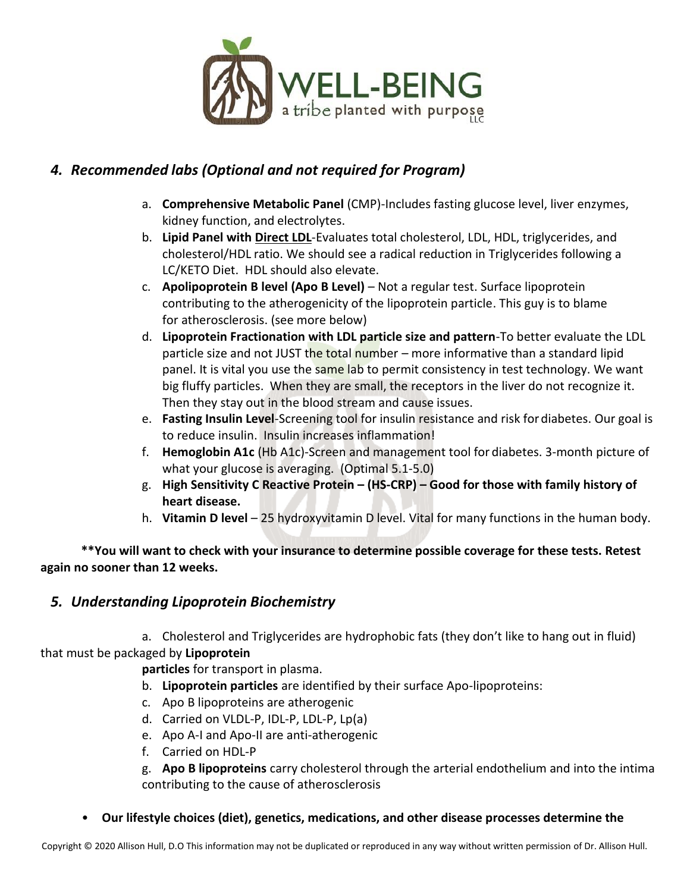## *4. Recommended labs (Optional and not required for Program)*

a. **Comprehensive Metabolic Panel** (CMP)-Includes fasting glucose level, liver enzymes, kidney function, and electrolytes.
b. **Lipid Panel with Direct LDL**-Evaluates total cholesterol, LDL, HDL, triglycerides, and cholesterol/HDL ratio. We should see a radical reduction in Triglycerides following a LC/KETO Diet. HDL should also elevate.
c. **Apolipoprotein B level (Apo B Level)** – Not a regular test. Surface lipoprotein contributing to the atherogenicity of the lipoprotein particle. This guy is to blame for atherosclerosis. (see more below)
d. **Lipoprotein Fractionation with LDL particle size and pattern**-To better evaluate the LDL particle size and not JUST the total number – more informative than a standard lipid panel. It is vital you use the same lab to permit consistency in test technology. We want big fluffy particles. When they are small, the receptors in the liver do not recognize it. Then they stay out in the blood stream and cause issues.
e. **Fasting Insulin Level**-Screening tool for insulin resistance and risk for diabetes. Our goal is to reduce insulin. Insulin increases inflammation!
f. **Hemoglobin A1c** (Hb A1c)-Screen and management tool for diabetes. 3-month picture of what your glucose is averaging. (Optimal 5.1-5.0)
g. **High Sensitivity C Reactive Protein – (HS-CRP) – Good for those with family history of heart disease.**
h. **Vitamin D level** – 25 hydroxyvitamin D level. Vital for many functions in the human body.

**\*\*You will want to check with your insurance to determine possible coverage for these tests. Retest again no sooner than 12 weeks.**

## *5. Understanding Lipoprotein Biochemistry*

a. Cholesterol and Triglycerides are hydrophobic fats (they don't like to hang out in fluid) that must be packaged by **Lipoprotein particles** for transport in plasma.
b. **Lipoprotein particles** are identified by their surface Apo-lipoproteins:
c. Apo B lipoproteins are atherogenic
d. Carried on VLDL-P, IDL-P, LDL-P, Lp(a)
e. Apo A-I and Apo-II are anti-atherogenic
f. Carried on HDL-P
g. **Apo B lipoproteins** carry cholesterol through the arterial endothelium and into the intima contributing to the cause of atherosclerosis

- **Our lifestyle choices (diet), genetics, medications, and other disease processes determine the**

Copyright © 2020 Allison Hull, D.O This information may not be duplicated or reproduced in any way without written permission of Dr. Allison Hull.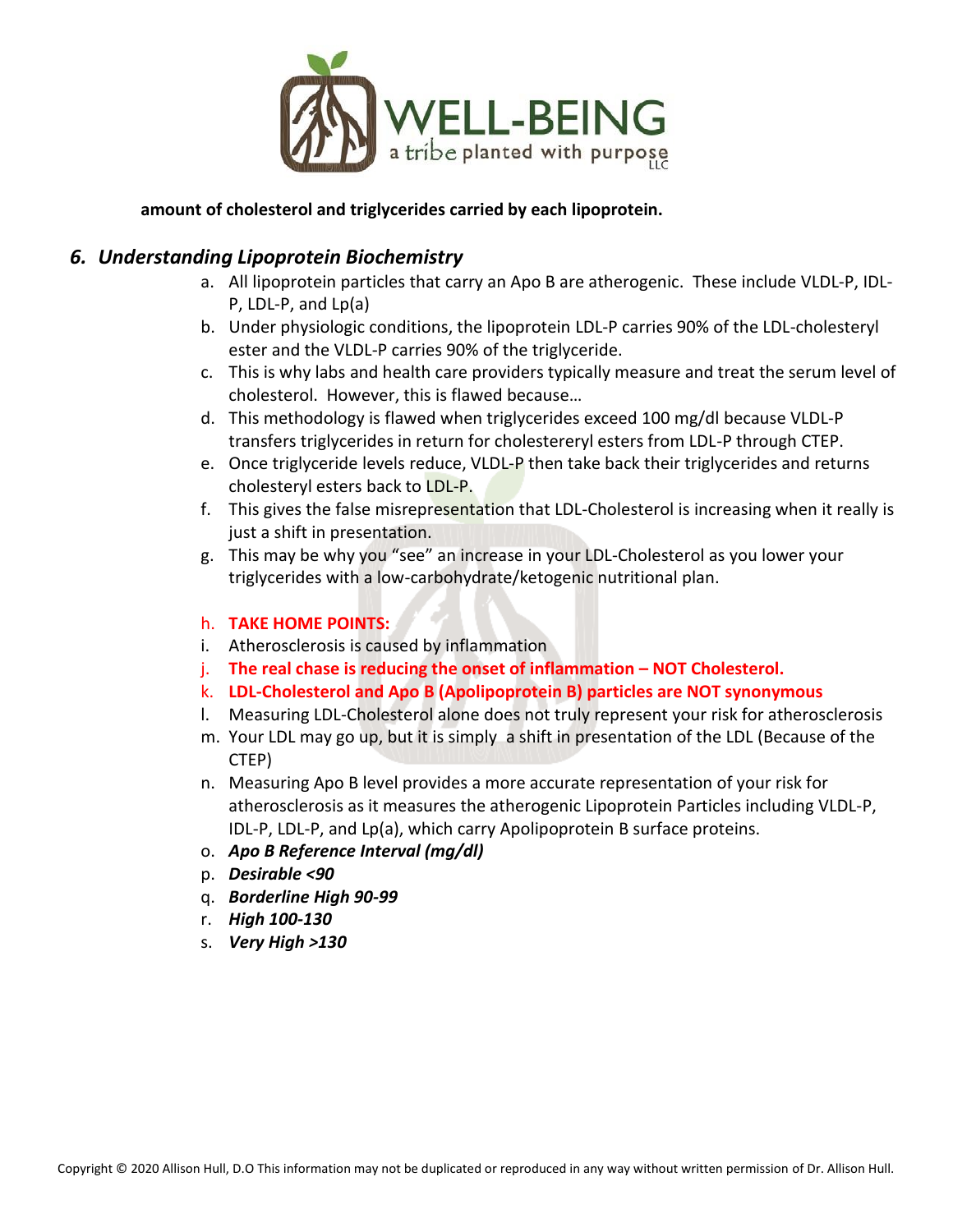**amount of cholesterol and triglycerides carried by each lipoprotein.**

## *6. Understanding Lipoprotein Biochemistry*

a. All lipoprotein particles that carry an Apo B are atherogenic. These include VLDL-P, IDL-P, LDL-P, and Lp(a)
b. Under physiologic conditions, the lipoprotein LDL-P carries 90% of the LDL-cholesteryl ester and the VLDL-P carries 90% of the triglyceride.
c. This is why labs and health care providers typically measure and treat the serum level of cholesterol. However, this is flawed because…
d. This methodology is flawed when triglycerides exceed 100 mg/dl because VLDL-P transfers triglycerides in return for cholestereryl esters from LDL-P through CTEP.
e. Once triglyceride levels reduce, VLDL-P then take back their triglycerides and returns cholesteryl esters back to LDL-P.
f. This gives the false misrepresentation that LDL-Cholesterol is increasing when it really is just a shift in presentation.
g. This may be why you "see" an increase in your LDL-Cholesterol as you lower your triglycerides with a low-carbohydrate/ketogenic nutritional plan.

h. **TAKE HOME POINTS:**
i. Atherosclerosis is caused by inflammation
j. **The real chase is reducing the onset of inflammation – NOT Cholesterol.**
k. **LDL-Cholesterol and Apo B (Apolipoprotein B) particles are NOT synonymous**
l. Measuring LDL-Cholesterol alone does not truly represent your risk for atherosclerosis
m. Your LDL may go up, but it is simply a shift in presentation of the LDL (Because of the CTEP)
n. Measuring Apo B level provides a more accurate representation of your risk for atherosclerosis as it measures the atherogenic Lipoprotein Particles including VLDL-P, IDL-P, LDL-P, and Lp(a), which carry Apolipoprotein B surface proteins.
o. ***Apo B Reference Interval (mg/dl)***
p. ***Desirable <90***
q. ***Borderline High 90-99***
r. ***High 100-130***
s. ***Very High >130***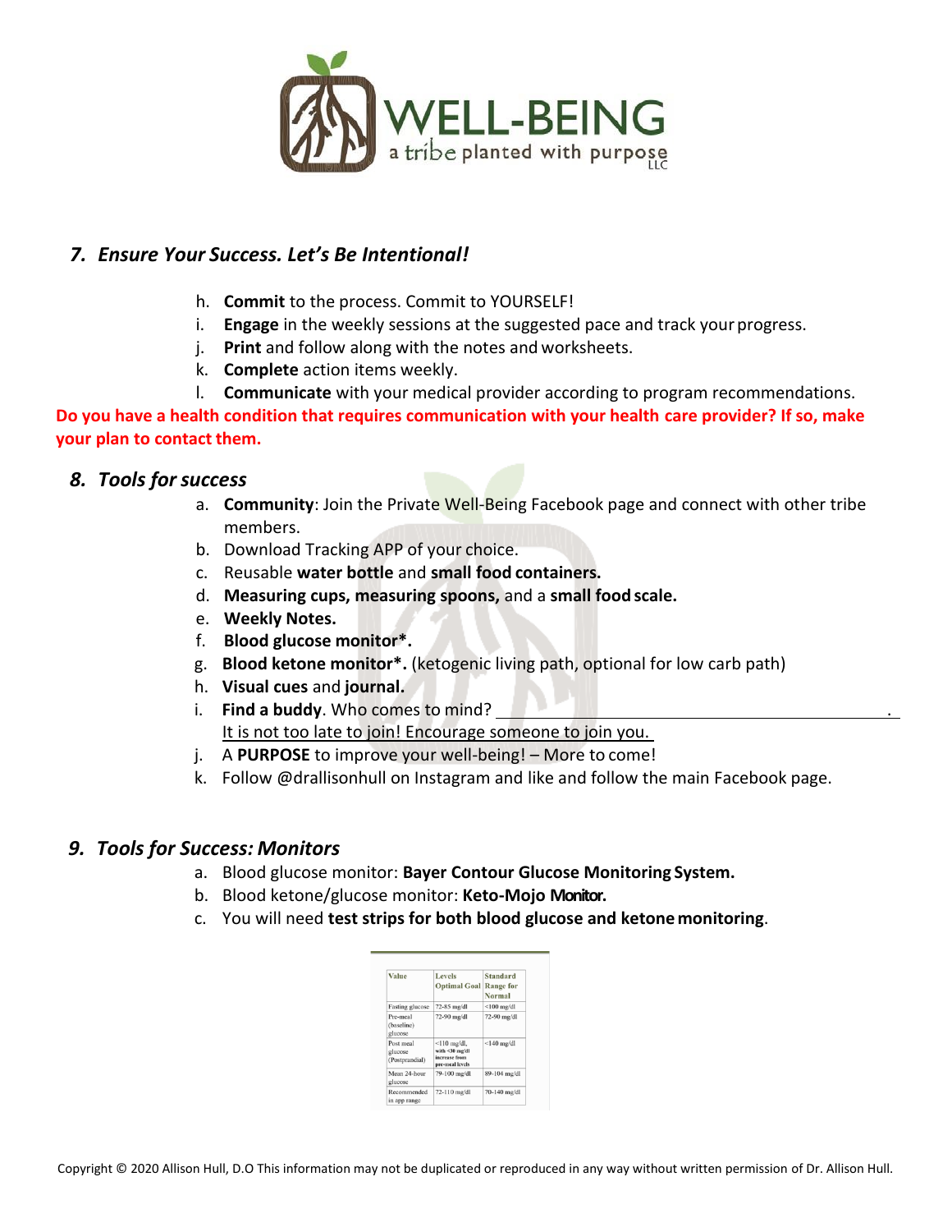## *7. Ensure Your Success. Let's Be Intentional!*

h. **Commit** to the process. Commit to YOURSELF!
i. **Engage** in the weekly sessions at the suggested pace and track your progress.
j. **Print** and follow along with the notes and worksheets.
k. **Complete** action items weekly.
l. **Communicate** with your medical provider according to program recommendations.

**Do you have a health condition that requires communication with your health care provider? If so, make your plan to contact them.**

## *8. Tools for success*

a. **Community**: Join the Private Well-Being Facebook page and connect with other tribe members.
b. Download Tracking APP of your choice.
c. Reusable **water bottle** and **small food containers.**
d. **Measuring cups, measuring spoons,** and a **small food scale.**
e. **Weekly Notes.**
f. **Blood glucose monitor*.**
g. **Blood ketone monitor*.** (ketogenic living path, optional for low carb path)
h. **Visual cues** and **journal.**
i. **Find a buddy**. Who comes to mind? ______________________________.
It is not too late to join! Encourage someone to join you.
j. A **PURPOSE** to improve your well-being! – More to come!
k. Follow @drallisonhull on Instagram and like and follow the main Facebook page.

## *9. Tools for Success: Monitors*

a. Blood glucose monitor: **Bayer Contour Glucose Monitoring System.**
b. Blood ketone/glucose monitor: **Keto-Mojo Monitor.**
c. You will need **test strips for both blood glucose and ketone monitoring**.

| Value | Levels Optimal Goal | Standard Range for Normal |
|---|---|---|
| Fasting glucose | 72-85 mg/dl | <100 mg/dl |
| Pre-meal (baseline) glucose | 72-90 mg/dl | 72-90 mg/dl |
| Post meal glucose (Postprandial) | <110 mg/dl, with <30 mg/dl increase from pre-meal levels | <140 mg/dl |
| Mean 24-hour glucose | 79-100 mg/dl | 89-104 mg/dl |
| Recommended in app range | 72-110 mg/dl | 70-140 mg/dl |

Copyright © 2020 Allison Hull, D.O This information may not be duplicated or reproduced in any way without written permission of Dr. Allison Hull.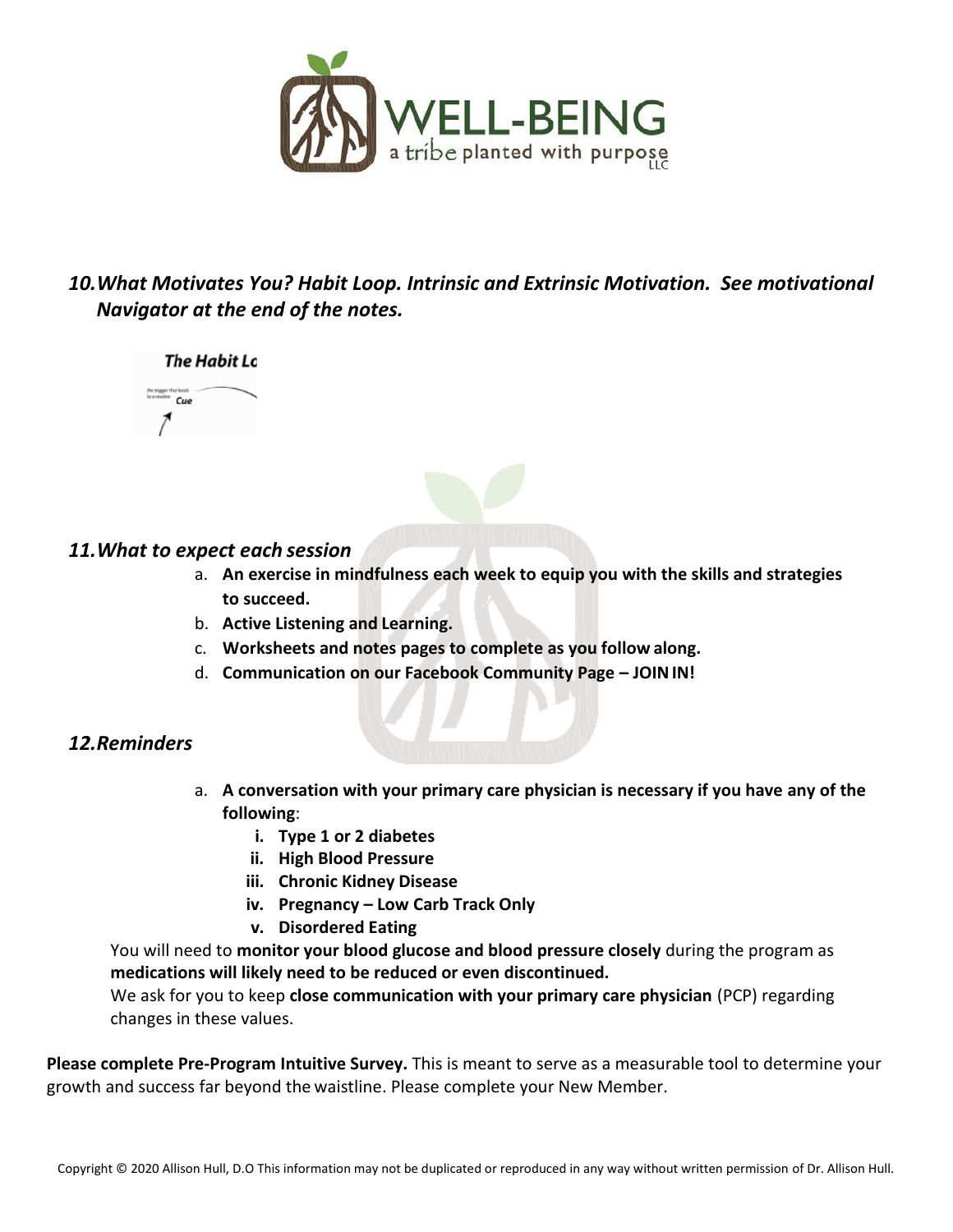## *10. What Motivates You? Habit Loop. Intrinsic and Extrinsic Motivation. See motivational Navigator at the end of the notes.*

## *11. What to expect each session*

a. **An exercise in mindfulness each week to equip you with the skills and strategies to succeed.**
b. **Active Listening and Learning.**
c. **Worksheets and notes pages to complete as you follow along.**
d. **Communication on our Facebook Community Page – JOIN IN!**

## *12. Reminders*

a. **A conversation with your primary care physician is necessary if you have any of the following**:
   i. **Type 1 or 2 diabetes**
   ii. **High Blood Pressure**
   iii. **Chronic Kidney Disease**
   iv. **Pregnancy – Low Carb Track Only**
   v. **Disordered Eating**

You will need to **monitor your blood glucose and blood pressure closely** during the program as **medications will likely need to be reduced or even discontinued.**
We ask for you to keep **close communication with your primary care physician** (PCP) regarding changes in these values.

**Please complete Pre-Program Intuitive Survey.** This is meant to serve as a measurable tool to determine your growth and success far beyond the waistline. Please complete your New Member.

Copyright © 2020 Allison Hull, D.O This information may not be duplicated or reproduced in any way without written permission of Dr. Allison Hull.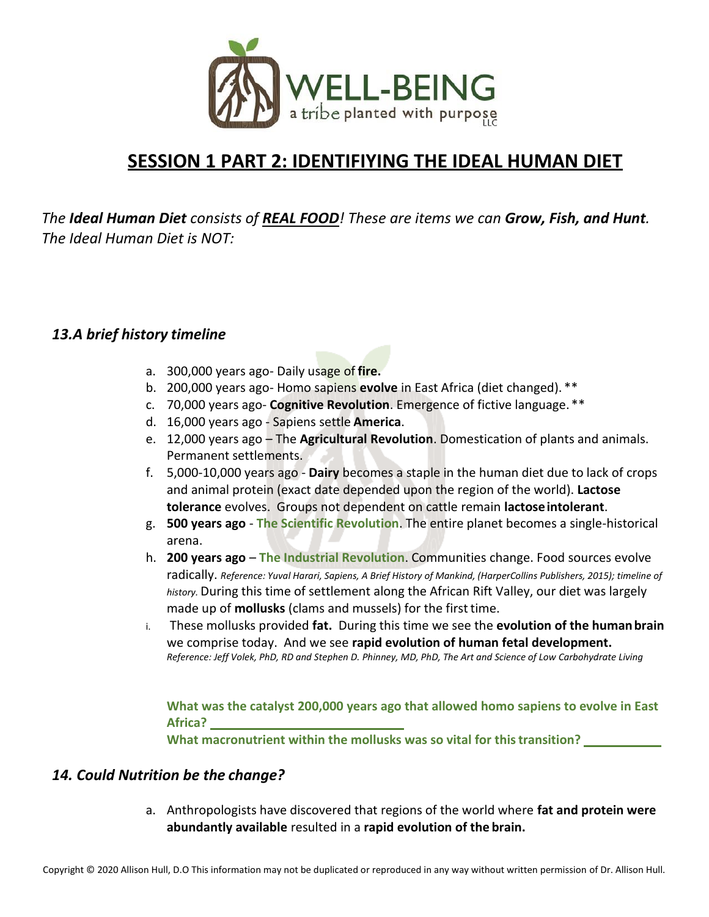# SESSION 1 PART 2: IDENTIFIYING THE IDEAL HUMAN DIET

*The **Ideal Human Diet** consists of **REAL FOOD**! These are items we can **Grow, Fish, and Hunt**. The Ideal Human Diet is NOT:*

### *13.A brief history timeline*

a. 300,000 years ago- Daily usage of **fire.**
b. 200,000 years ago- Homo sapiens **evolve** in East Africa (diet changed). **
c. 70,000 years ago- **Cognitive Revolution**. Emergence of fictive language. **
d. 16,000 years ago - Sapiens settle **America**.
e. 12,000 years ago – The **Agricultural Revolution**. Domestication of plants and animals. Permanent settlements.
f. 5,000-10,000 years ago - **Dairy** becomes a staple in the human diet due to lack of crops and animal protein (exact date depended upon the region of the world). **Lactose tolerance** evolves. Groups not dependent on cattle remain **lactose intolerant**.
g. **500 years ago** - **The Scientific Revolution**. The entire planet becomes a single-historical arena.
h. **200 years ago** – **The Industrial Revolution**. Communities change. Food sources evolve radically. *Reference: Yuval Harari, Sapiens, A Brief History of Mankind, (HarperCollins Publishers, 2015); timeline of history.* During this time of settlement along the African Rift Valley, our diet was largely made up of **mollusks** (clams and mussels) for the first time.
i. These mollusks provided **fat.** During this time we see the **evolution of the human brain** we comprise today. And we see **rapid evolution of human fetal development.** *Reference: Jeff Volek, PhD, RD and Stephen D. Phinney, MD, PhD, The Art and Science of Low Carbohydrate Living*

**What was the catalyst 200,000 years ago that allowed homo sapiens to evolve in East Africa? ____________________________**

**What macronutrient within the mollusks was so vital for this transition? ____________**

### *14. Could Nutrition be the change?*

a. Anthropologists have discovered that regions of the world where **fat and protein were abundantly available** resulted in a **rapid evolution of the brain.**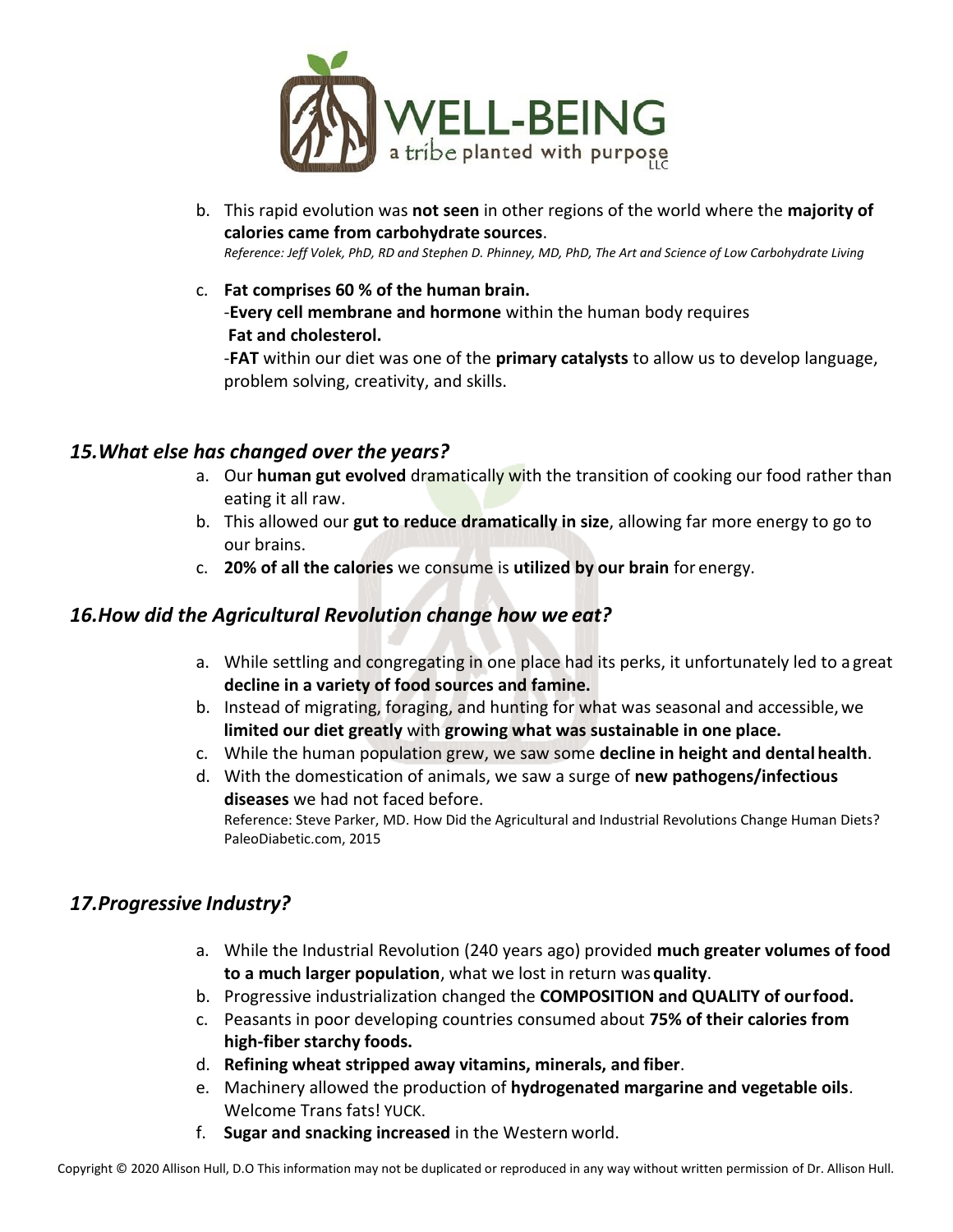b. This rapid evolution was **not seen** in other regions of the world where the **majority of calories came from carbohydrate sources**.
   *Reference: Jeff Volek, PhD, RD and Stephen D. Phinney, MD, PhD, The Art and Science of Low Carbohydrate Living*

c. **Fat comprises 60 % of the human brain.**
   -**Every cell membrane and hormone** within the human body requires **Fat and cholesterol.**
   -**FAT** within our diet was one of the **primary catalysts** to allow us to develop language, problem solving, creativity, and skills.

## *15. What else has changed over the years?*

a. Our **human gut evolved** dramatically with the transition of cooking our food rather than eating it all raw.
b. This allowed our **gut to reduce dramatically in size**, allowing far more energy to go to our brains.
c. **20% of all the calories** we consume is **utilized by our brain** for energy.

## *16. How did the Agricultural Revolution change how we eat?*

a. While settling and congregating in one place had its perks, it unfortunately led to a great **decline in a variety of food sources and famine.**
b. Instead of migrating, foraging, and hunting for what was seasonal and accessible, we **limited our diet greatly** with **growing what was sustainable in one place.**
c. While the human population grew, we saw some **decline in height and dental health**.
d. With the domestication of animals, we saw a surge of **new pathogens/infectious diseases** we had not faced before.
   Reference: Steve Parker, MD. How Did the Agricultural and Industrial Revolutions Change Human Diets? PaleoDiabetic.com, 2015

## *17. Progressive Industry?*

a. While the Industrial Revolution (240 years ago) provided **much greater volumes of food to a much larger population**, what we lost in return was **quality**.
b. Progressive industrialization changed the **COMPOSITION and QUALITY of our food.**
c. Peasants in poor developing countries consumed about **75% of their calories from high-fiber starchy foods.**
d. **Refining wheat stripped away vitamins, minerals, and fiber**.
e. Machinery allowed the production of **hydrogenated margarine and vegetable oils**. Welcome Trans fats! YUCK.
f. **Sugar and snacking increased** in the Western world.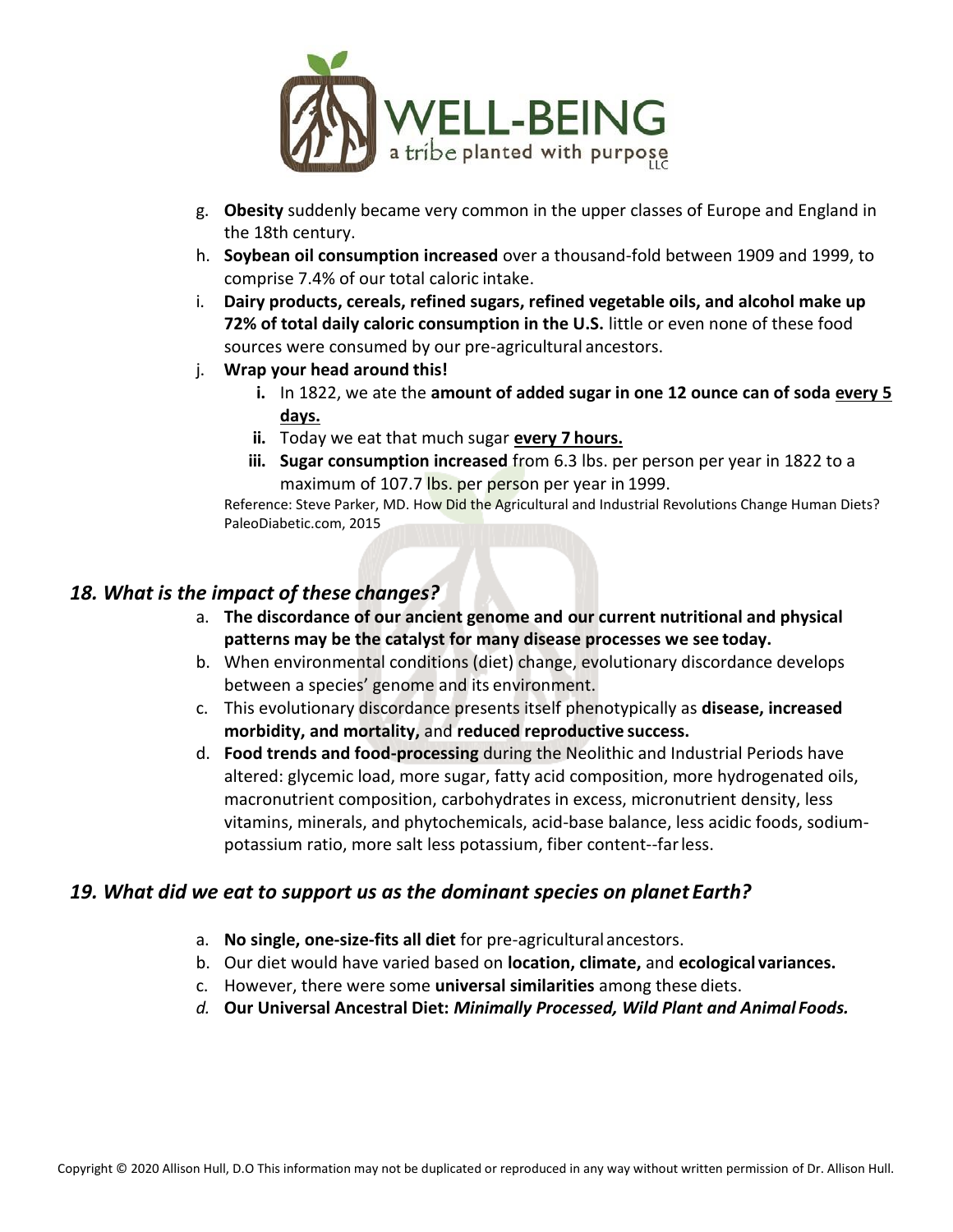g. **Obesity** suddenly became very common in the upper classes of Europe and England in the 18th century.

h. **Soybean oil consumption increased** over a thousand-fold between 1909 and 1999, to comprise 7.4% of our total caloric intake.

i. **Dairy products, cereals, refined sugars, refined vegetable oils, and alcohol make up 72% of total daily caloric consumption in the U.S.** little or even none of these food sources were consumed by our pre-agricultural ancestors.

j. **Wrap your head around this!**

   i. In 1822, we ate the **amount of added sugar in one 12 ounce can of soda <u>every 5 days.</u>**

   ii. Today we eat that much sugar **<u>every 7 hours.</u>**

   iii. **Sugar consumption increased** from 6.3 lbs. per person per year in 1822 to a maximum of 107.7 lbs. per person per year in 1999.

Reference: Steve Parker, MD. How Did the Agricultural and Industrial Revolutions Change Human Diets? PaleoDiabetic.com, 2015

## *18. What is the impact of these changes?*

a. **The discordance of our ancient genome and our current nutritional and physical patterns may be the catalyst for many disease processes we see today.**

b. When environmental conditions (diet) change, evolutionary discordance develops between a species' genome and its environment.

c. This evolutionary discordance presents itself phenotypically as **disease, increased morbidity, and mortality,** and **reduced reproductive success.**

d. **Food trends and food-processing** during the Neolithic and Industrial Periods have altered: glycemic load, more sugar, fatty acid composition, more hydrogenated oils, macronutrient composition, carbohydrates in excess, micronutrient density, less vitamins, minerals, and phytochemicals, acid-base balance, less acidic foods, sodium-potassium ratio, more salt less potassium, fiber content--far less.

## *19. What did we eat to support us as the dominant species on planet Earth?*

a. **No single, one-size-fits all diet** for pre-agricultural ancestors.

b. Our diet would have varied based on **location, climate,** and **ecological variances.**

c. However, there were some **universal similarities** among these diets.

d. **Our Universal Ancestral Diet:** ***Minimally Processed, Wild Plant and Animal Foods.***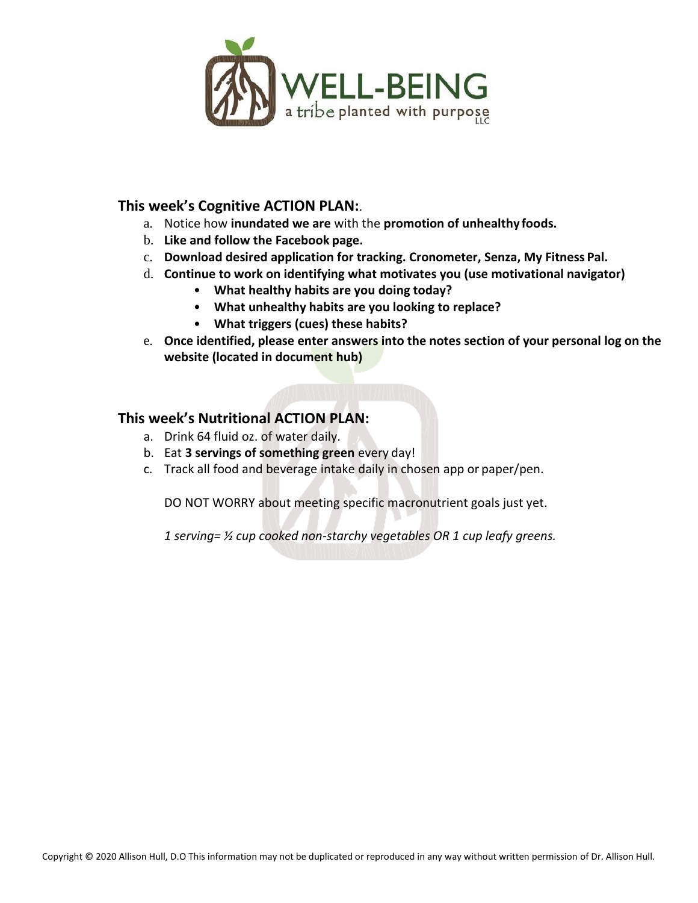### This week's Cognitive ACTION PLAN:.

a. Notice how **inundated we are** with the **promotion of unhealthy foods.**
b. **Like and follow the Facebook page.**
c. **Download desired application for tracking. Cronometer, Senza, My Fitness Pal.**
d. **Continue to work on identifying what motivates you (use motivational navigator)**
    - **What healthy habits are you doing today?**
    - **What unhealthy habits are you looking to replace?**
    - **What triggers (cues) these habits?**
e. **Once identified, please enter answers into the notes section of your personal log on the website (located in document hub)**

### This week's Nutritional ACTION PLAN:

a. Drink 64 fluid oz. of water daily.
b. Eat **3 servings of something green** every day!
c. Track all food and beverage intake daily in chosen app or paper/pen.

DO NOT WORRY about meeting specific macronutrient goals just yet.

*1 serving= ½ cup cooked non-starchy vegetables OR 1 cup leafy greens.*

Copyright © 2020 Allison Hull, D.O This information may not be duplicated or reproduced in any way without written permission of Dr. Allison Hull.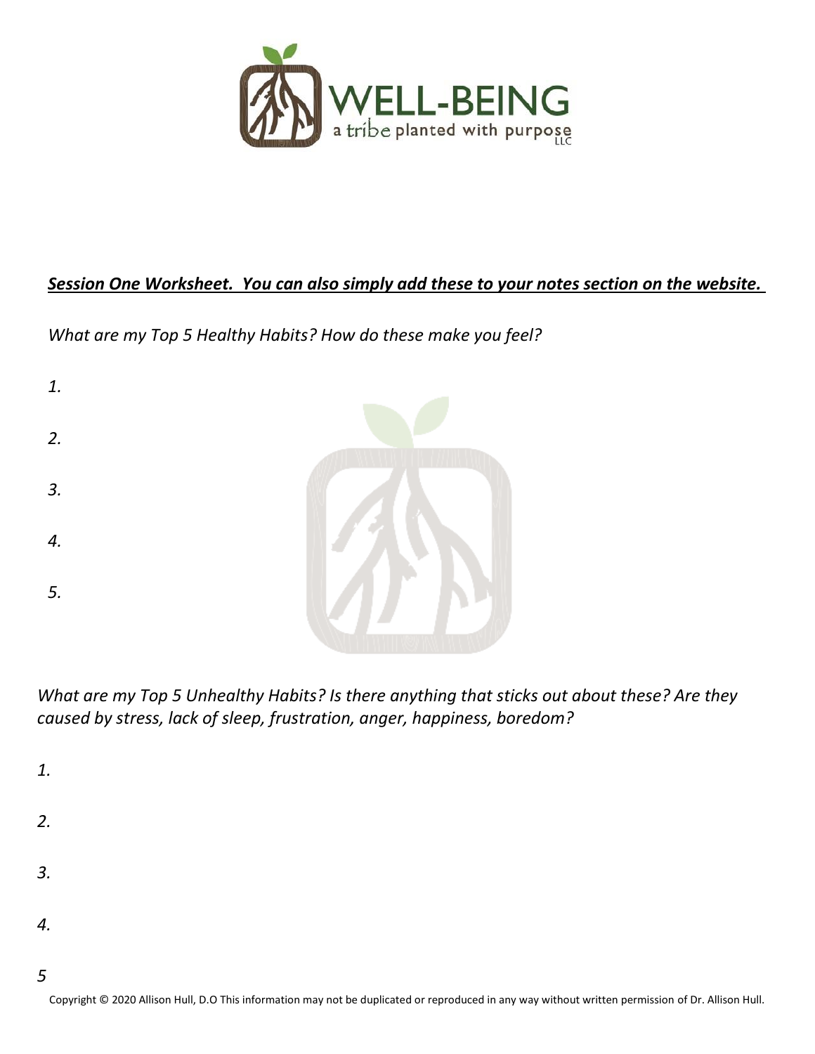WELL-BEING

a tribe planted with purpose LLC

***Session One Worksheet. You can also simply add these to your notes section on the website.***

*What are my Top 5 Healthy Habits? How do these make you feel?*

*1.*

*2.*

*3.*

*4.*

*5.*

*What are my Top 5 Unhealthy Habits? Is there anything that sticks out about these? Are they caused by stress, lack of sleep, frustration, anger, happiness, boredom?*

*1.*

*2.*

*3.*

*4.*

*5*

Copyright © 2020 Allison Hull, D.O This information may not be duplicated or reproduced in any way without written permission of Dr. Allison Hull.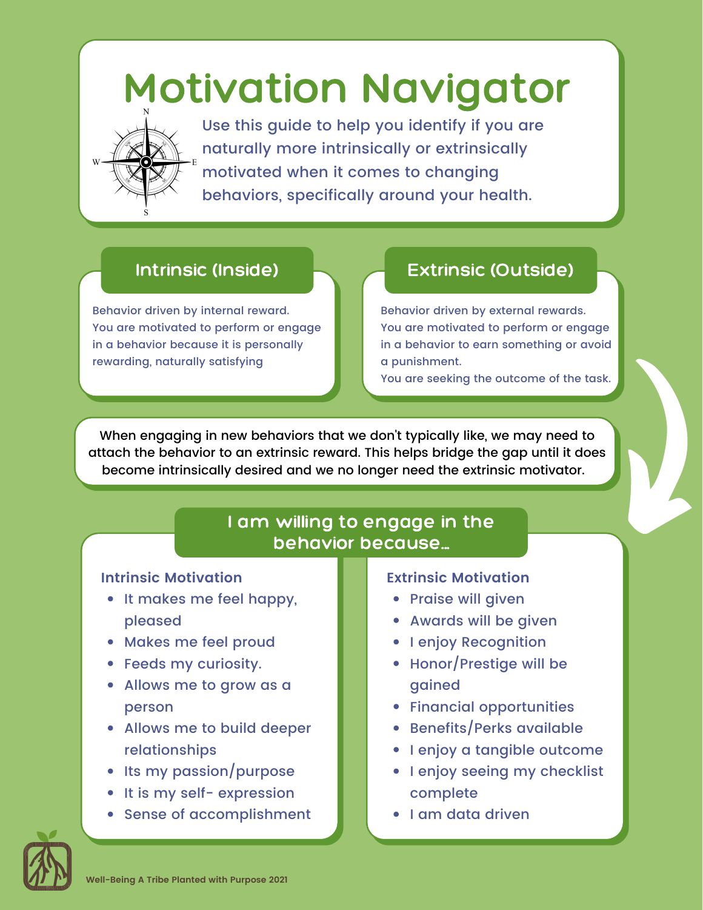# Motivation Navigator

Use this guide to help you identify if you are naturally more intrinsically or extrinsically motivated when it comes to changing behaviors, specifically around your health.

## Intrinsic (Inside)

Behavior driven by internal reward.
You are motivated to perform or engage in a behavior because it is personally rewarding, naturally satisfying

## Extrinsic (Outside)

Behavior driven by external rewards.
You are motivated to perform or engage in a behavior to earn something or avoid a punishment.
You are seeking the outcome of the task.

When engaging in new behaviors that we don't typically like, we may need to attach the behavior to an extrinsic reward. This helps bridge the gap until it does become intrinsically desired and we no longer need the extrinsic motivator.

## I am willing to engage in the behavior because...

**Intrinsic Motivation**

- It makes me feel happy, pleased
- Makes me feel proud
- Feeds my curiosity.
- Allows me to grow as a person
- Allows me to build deeper relationships
- Its my passion/purpose
- It is my self- expression
- Sense of accomplishment

**Extrinsic Motivation**

- Praise will given
- Awards will be given
- I enjoy Recognition
- Honor/Prestige will be gained
- Financial opportunities
- Benefits/Perks available
- I enjoy a tangible outcome
- I enjoy seeing my checklist complete
- I am data driven

Well-Being A Tribe Planted with Purpose 2021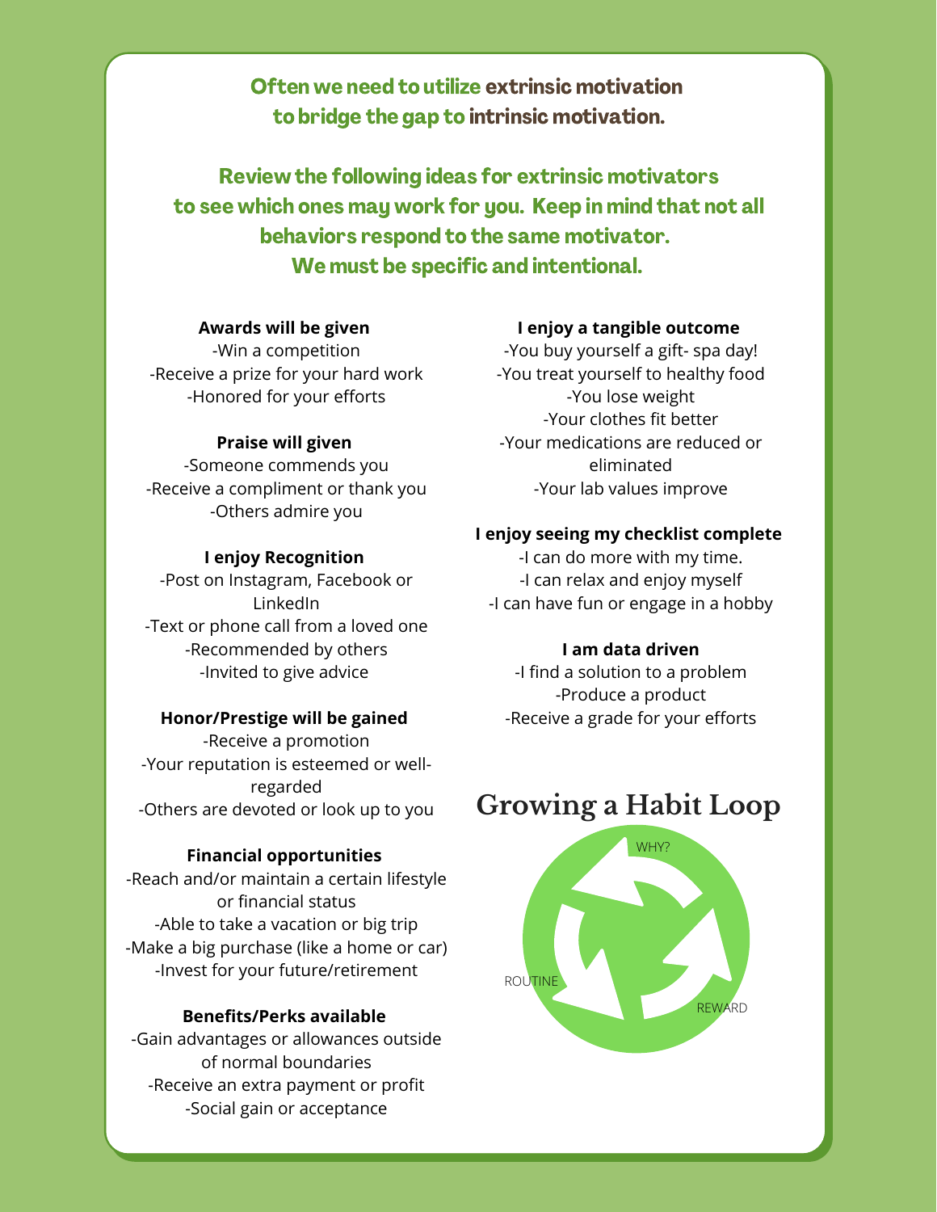**Often we need to utilize extrinsic motivation to bridge the gap to intrinsic motivation.**

**Review the following ideas for extrinsic motivators to see which ones may work for you. Keep in mind that not all behaviors respond to the same motivator. We must be specific and intentional.**

**Awards will be given**
-Win a competition
-Receive a prize for your hard work
-Honored for your efforts

**Praise will given**
-Someone commends you
-Receive a compliment or thank you
-Others admire you

**I enjoy Recognition**
-Post on Instagram, Facebook or LinkedIn
-Text or phone call from a loved one
-Recommended by others
-Invited to give advice

**Honor/Prestige will be gained**
-Receive a promotion
-Your reputation is esteemed or well-regarded
-Others are devoted or look up to you

**Financial opportunities**
-Reach and/or maintain a certain lifestyle or financial status
-Able to take a vacation or big trip
-Make a big purchase (like a home or car)
-Invest for your future/retirement

**Benefits/Perks available**
-Gain advantages or allowances outside of normal boundaries
-Receive an extra payment or profit
-Social gain or acceptance

**I enjoy a tangible outcome**
-You buy yourself a gift- spa day!
-You treat yourself to healthy food
-You lose weight
-Your clothes fit better
-Your medications are reduced or eliminated
-Your lab values improve

**I enjoy seeing my checklist complete**
-I can do more with my time.
-I can relax and enjoy myself
-I can have fun or engage in a hobby

**I am data driven**
-I find a solution to a problem
-Produce a product
-Receive a grade for your efforts

## Growing a Habit Loop

WHY?

ROUTINE

REWARD